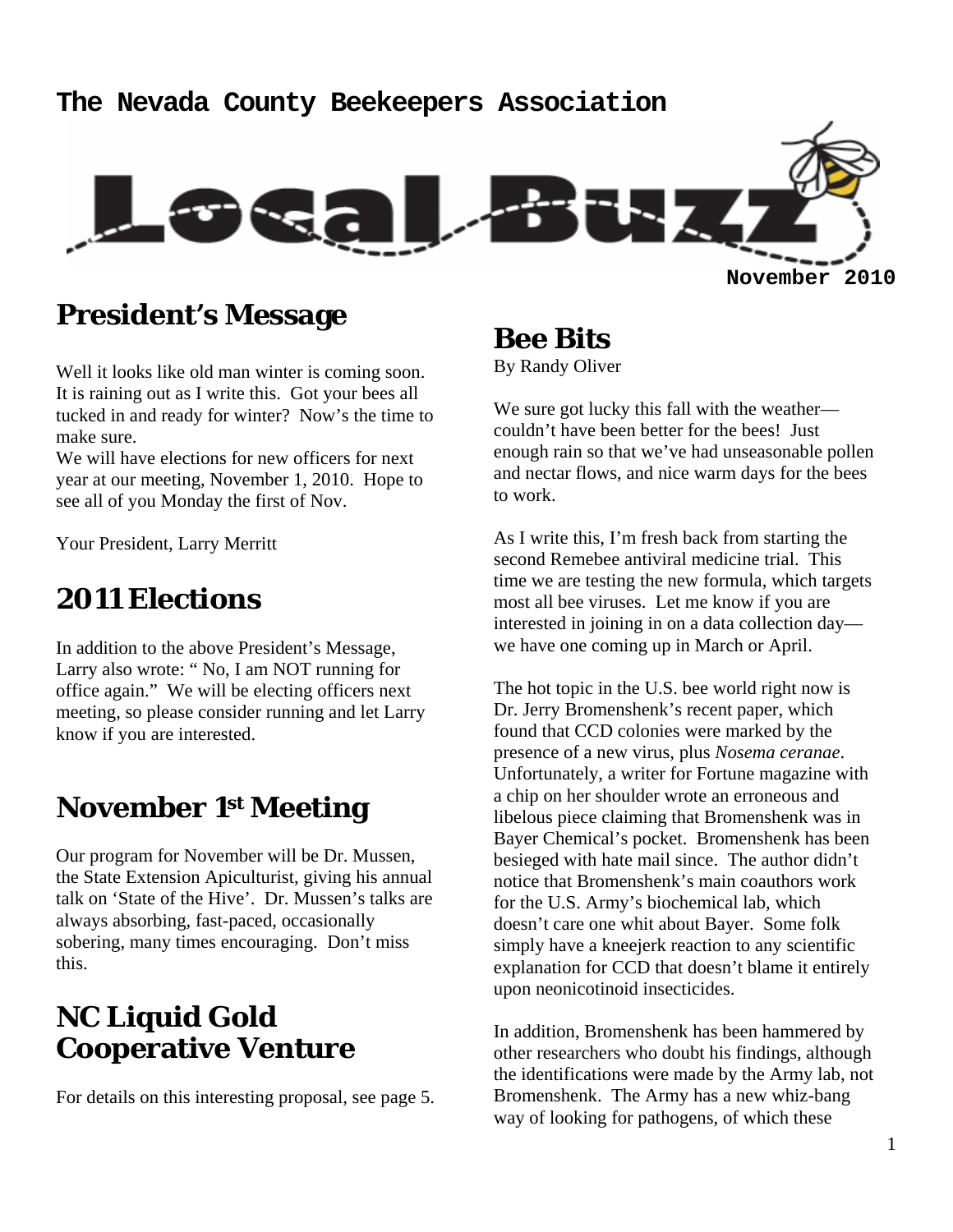**The Nevada County Beekeepers Association**

# Local Buzz

**November 2010**

## President's Message

Well it looks like old man winter is coming soon. It is raining out as I write this. Got your bees all tucked in and ready for winter? Now's the time to make sure.
We will have elections for new officers for next year at our meeting, November 1, 2010. Hope to see all of you Monday the first of Nov.

Your President, Larry Merritt

## 2011 Elections

In addition to the above President's Message, Larry also wrote: " No, I am NOT running for office again." We will be electing officers next meeting, so please consider running and let Larry know if you are interested.

## November 1st Meeting

Our program for November will be Dr. Mussen, the State Extension Apiculturist, giving his annual talk on 'State of the Hive'. Dr. Mussen's talks are always absorbing, fast-paced, occasionally sobering, many times encouraging. Don't miss this.

## NC Liquid Gold Cooperative Venture

For details on this interesting proposal, see page 5.

## Bee Bits

By Randy Oliver

We sure got lucky this fall with the weather—couldn't have been better for the bees! Just enough rain so that we've had unseasonable pollen and nectar flows, and nice warm days for the bees to work.

As I write this, I'm fresh back from starting the second Remebee antiviral medicine trial. This time we are testing the new formula, which targets most all bee viruses. Let me know if you are interested in joining in on a data collection day—we have one coming up in March or April.

The hot topic in the U.S. bee world right now is Dr. Jerry Bromenshenk's recent paper, which found that CCD colonies were marked by the presence of a new virus, plus *Nosema ceranae*. Unfortunately, a writer for Fortune magazine with a chip on her shoulder wrote an erroneous and libelous piece claiming that Bromenshenk was in Bayer Chemical's pocket. Bromenshenk has been besieged with hate mail since. The author didn't notice that Bromenshenk's main coauthors work for the U.S. Army's biochemical lab, which doesn't care one whit about Bayer. Some folk simply have a kneejerk reaction to any scientific explanation for CCD that doesn't blame it entirely upon neonicotinoid insecticides.

In addition, Bromenshenk has been hammered by other researchers who doubt his findings, although the identifications were made by the Army lab, not Bromenshenk. The Army has a new whiz-bang way of looking for pathogens, of which these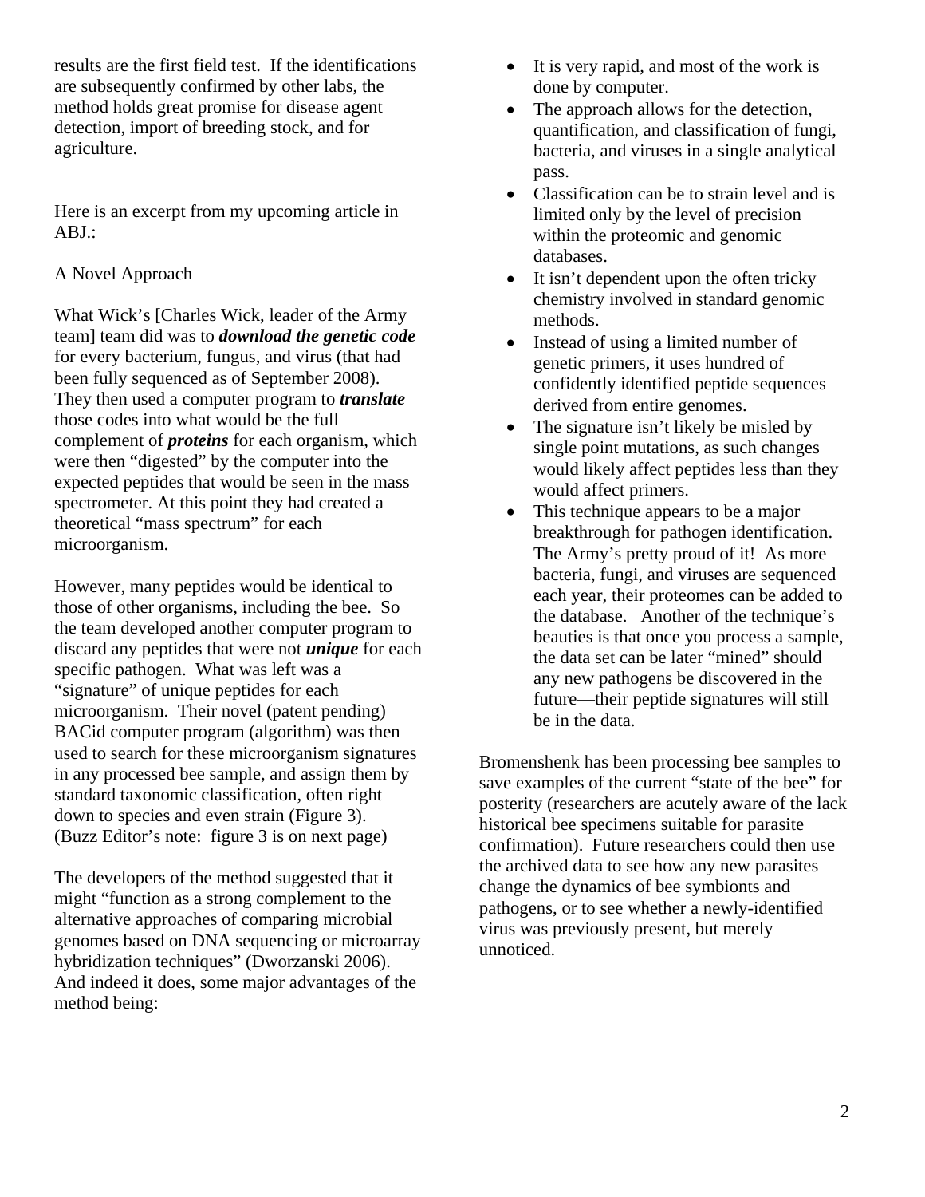results are the first field test. If the identifications are subsequently confirmed by other labs, the method holds great promise for disease agent detection, import of breeding stock, and for agriculture.

Here is an excerpt from my upcoming article in ABJ.:

A Novel Approach

What Wick's [Charles Wick, leader of the Army team] team did was to ***download the genetic code*** for every bacterium, fungus, and virus (that had been fully sequenced as of September 2008). They then used a computer program to ***translate*** those codes into what would be the full complement of ***proteins*** for each organism, which were then "digested" by the computer into the expected peptides that would be seen in the mass spectrometer. At this point they had created a theoretical "mass spectrum" for each microorganism.

However, many peptides would be identical to those of other organisms, including the bee. So the team developed another computer program to discard any peptides that were not ***unique*** for each specific pathogen. What was left was a "signature" of unique peptides for each microorganism. Their novel (patent pending) BACid computer program (algorithm) was then used to search for these microorganism signatures in any processed bee sample, and assign them by standard taxonomic classification, often right down to species and even strain (Figure 3). (Buzz Editor's note: figure 3 is on next page)

The developers of the method suggested that it might "function as a strong complement to the alternative approaches of comparing microbial genomes based on DNA sequencing or microarray hybridization techniques" (Dworzanski 2006). And indeed it does, some major advantages of the method being:

- It is very rapid, and most of the work is done by computer.
- The approach allows for the detection, quantification, and classification of fungi, bacteria, and viruses in a single analytical pass.
- Classification can be to strain level and is limited only by the level of precision within the proteomic and genomic databases.
- It isn't dependent upon the often tricky chemistry involved in standard genomic methods.
- Instead of using a limited number of genetic primers, it uses hundred of confidently identified peptide sequences derived from entire genomes.
- The signature isn't likely be misled by single point mutations, as such changes would likely affect peptides less than they would affect primers.
- This technique appears to be a major breakthrough for pathogen identification. The Army's pretty proud of it! As more bacteria, fungi, and viruses are sequenced each year, their proteomes can be added to the database. Another of the technique's beauties is that once you process a sample, the data set can be later "mined" should any new pathogens be discovered in the future—their peptide signatures will still be in the data.

Bromenshenk has been processing bee samples to save examples of the current "state of the bee" for posterity (researchers are acutely aware of the lack historical bee specimens suitable for parasite confirmation). Future researchers could then use the archived data to see how any new parasites change the dynamics of bee symbionts and pathogens, or to see whether a newly-identified virus was previously present, but merely unnoticed.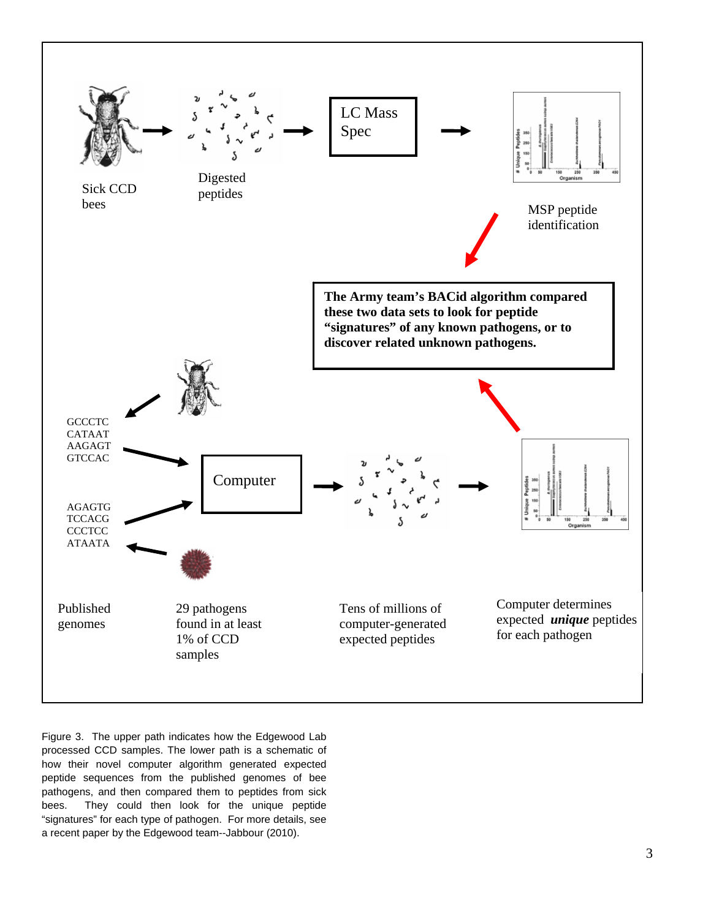Sick CCD bees

Digested peptides

LC Mass Spec

MSP peptide identification

**The Army team's BACid algorithm compared these two data sets to look for peptide "signatures" of any known pathogens, or to discover related unknown pathogens.**

GCCCTC
CATAAT
AAGAGT
GTCCAC

AGAGTG
TCCACG
CCCTCC
ATAATA

Computer

Published genomes

29 pathogens found in at least 1% of CCD samples

Tens of millions of computer-generated expected peptides

Computer determines expected ***unique*** peptides for each pathogen

Figure 3. The upper path indicates how the Edgewood Lab processed CCD samples. The lower path is a schematic of how their novel computer algorithm generated expected peptide sequences from the published genomes of bee pathogens, and then compared them to peptides from sick bees. They could then look for the unique peptide "signatures" for each type of pathogen. For more details, see a recent paper by the Edgewood team--Jabbour (2010).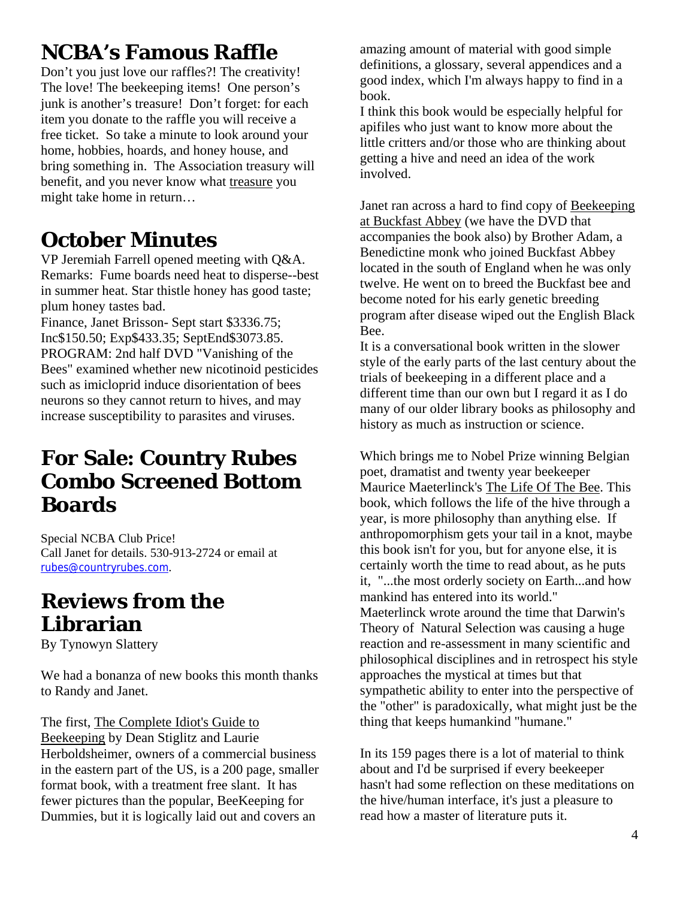## NCBA's Famous Raffle

Don't you just love our raffles?! The creativity! The love! The beekeeping items! One person's junk is another's treasure! Don't forget: for each item you donate to the raffle you will receive a free ticket. So take a minute to look around your home, hobbies, hoards, and honey house, and bring something in. The Association treasury will benefit, and you never know what treasure you might take home in return…

## October Minutes

VP Jeremiah Farrell opened meeting with Q&A. Remarks: Fume boards need heat to disperse--best in summer heat. Star thistle honey has good taste; plum honey tastes bad.

Finance, Janet Brisson- Sept start $3336.75; Inc$150.50; Exp$433.35; SeptEnd$3073.85.

PROGRAM: 2nd half DVD "Vanishing of the Bees" examined whether new nicotinoid pesticides such as imicloprid induce disorientation of bees neurons so they cannot return to hives, and may increase susceptibility to parasites and viruses.

## For Sale: Country Rubes Combo Screened Bottom Boards

Special NCBA Club Price!
Call Janet for details. 530-913-2724 or email at rubes@countryrubes.com.

## Reviews from the Librarian

By Tynowyn Slattery

We had a bonanza of new books this month thanks to Randy and Janet.

The first, The Complete Idiot's Guide to Beekeeping by Dean Stiglitz and Laurie Herboldsheimer, owners of a commercial business in the eastern part of the US, is a 200 page, smaller format book, with a treatment free slant. It has fewer pictures than the popular, BeeKeeping for Dummies, but it is logically laid out and covers an amazing amount of material with good simple definitions, a glossary, several appendices and a good index, which I'm always happy to find in a book.

I think this book would be especially helpful for apifiles who just want to know more about the little critters and/or those who are thinking about getting a hive and need an idea of the work involved.

Janet ran across a hard to find copy of Beekeeping at Buckfast Abbey (we have the DVD that accompanies the book also) by Brother Adam, a Benedictine monk who joined Buckfast Abbey located in the south of England when he was only twelve. He went on to breed the Buckfast bee and become noted for his early genetic breeding program after disease wiped out the English Black Bee.

It is a conversational book written in the slower style of the early parts of the last century about the trials of beekeeping in a different place and a different time than our own but I regard it as I do many of our older library books as philosophy and history as much as instruction or science.

Which brings me to Nobel Prize winning Belgian poet, dramatist and twenty year beekeeper Maurice Maeterlinck's The Life Of The Bee. This book, which follows the life of the hive through a year, is more philosophy than anything else. If anthropomorphism gets your tail in a knot, maybe this book isn't for you, but for anyone else, it is certainly worth the time to read about, as he puts it, "...the most orderly society on Earth...and how mankind has entered into its world."

Maeterlinck wrote around the time that Darwin's Theory of Natural Selection was causing a huge reaction and re-assessment in many scientific and philosophical disciplines and in retrospect his style approaches the mystical at times but that sympathetic ability to enter into the perspective of the "other" is paradoxically, what might just be the thing that keeps humankind "humane."

In its 159 pages there is a lot of material to think about and I'd be surprised if every beekeeper hasn't had some reflection on these meditations on the hive/human interface, it's just a pleasure to read how a master of literature puts it.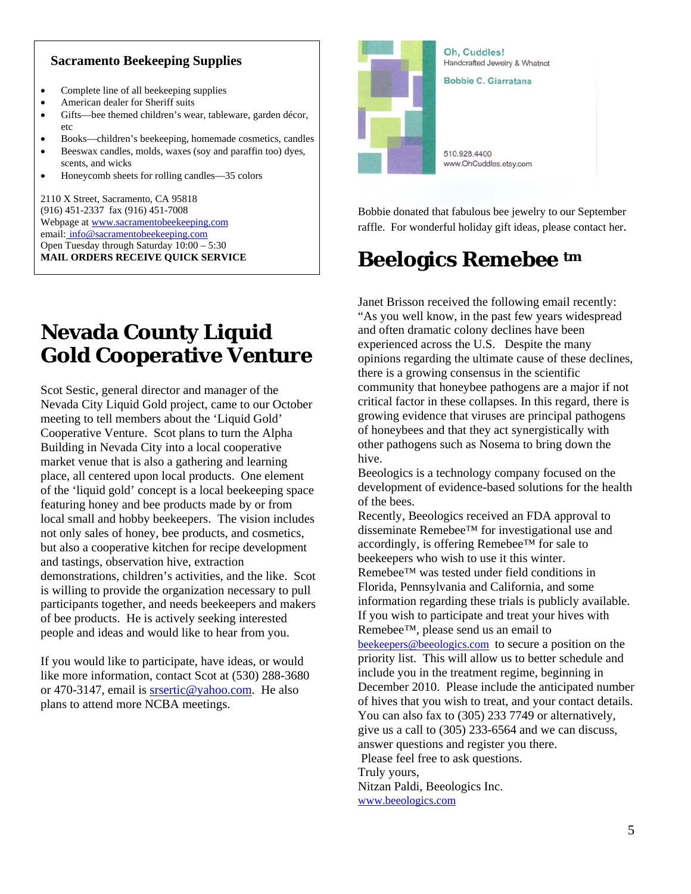## Sacramento Beekeeping Supplies

- Complete line of all beekeeping supplies
- American dealer for Sheriff suits
- Gifts—bee themed children's wear, tableware, garden décor, etc
- Books—children's beekeeping, homemade cosmetics, candles
- Beeswax candles, molds, waxes (soy and paraffin too) dyes, scents, and wicks
- Honeycomb sheets for rolling candles—35 colors

2110 X Street, Sacramento, CA 95818
(916) 451-2337 fax (916) 451-7008
Webpage at www.sacramentobeekeeping.com
email: info@sacramentobeekeeping.com
Open Tuesday through Saturday 10:00 – 5:30
**MAIL ORDERS RECEIVE QUICK SERVICE**

# Nevada County Liquid Gold Cooperative Venture

Scot Sestic, general director and manager of the Nevada City Liquid Gold project, came to our October meeting to tell members about the 'Liquid Gold' Cooperative Venture. Scot plans to turn the Alpha Building in Nevada City into a local cooperative market venue that is also a gathering and learning place, all centered upon local products. One element of the 'liquid gold' concept is a local beekeeping space featuring honey and bee products made by or from local small and hobby beekeepers. The vision includes not only sales of honey, bee products, and cosmetics, but also a cooperative kitchen for recipe development and tastings, observation hive, extraction demonstrations, children's activities, and the like. Scot is willing to provide the organization necessary to pull participants together, and needs beekeepers and makers of bee products. He is actively seeking interested people and ideas and would like to hear from you.

If you would like to participate, have ideas, or would like more information, contact Scot at (530) 288-3680 or 470-3147, email is srsertic@yahoo.com. He also plans to attend more NCBA meetings.

Oh, Cuddles!
Handcrafted Jewelry & Whatnot

Bobbie C. Giarratana

510.928.4400
www.OhCuddles.etsy.com

Bobbie donated that fabulous bee jewelry to our September raffle. For wonderful holiday gift ideas, please contact her.

# Beelogics Remebee ™

Janet Brisson received the following email recently:
"As you well know, in the past few years widespread and often dramatic colony declines have been experienced across the U.S. Despite the many opinions regarding the ultimate cause of these declines, there is a growing consensus in the scientific community that honeybee pathogens are a major if not critical factor in these collapses. In this regard, there is growing evidence that viruses are principal pathogens of honeybees and that they act synergistically with other pathogens such as Nosema to bring down the hive.
Beeologics is a technology company focused on the development of evidence-based solutions for the health of the bees.
Recently, Beeologics received an FDA approval to disseminate Remebee™ for investigational use and accordingly, is offering Remebee™ for sale to beekeepers who wish to use it this winter.
Remebee™ was tested under field conditions in Florida, Pennsylvania and California, and some information regarding these trials is publicly available.
If you wish to participate and treat your hives with Remebee™, please send us an email to beekeepers@beeologics.com to secure a position on the priority list. This will allow us to better schedule and include you in the treatment regime, beginning in December 2010. Please include the anticipated number of hives that you wish to treat, and your contact details. You can also fax to (305) 233 7749 or alternatively, give us a call to (305) 233-6564 and we can discuss, answer questions and register you there.
Please feel free to ask questions.
Truly yours,
Nitzan Paldi, Beeologics Inc.
www.beeologics.com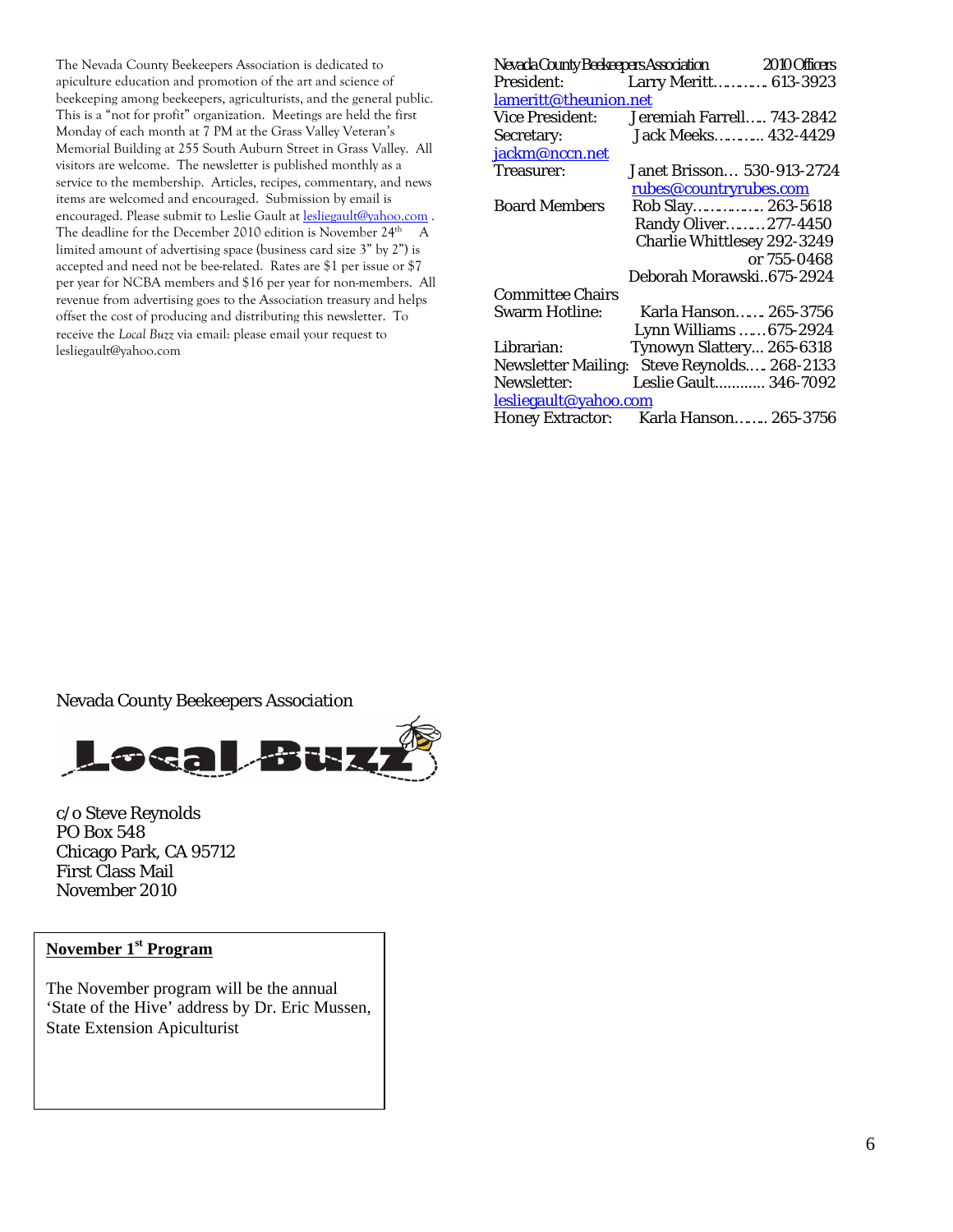The Nevada County Beekeepers Association is dedicated to apiculture education and promotion of the art and science of beekeeping among beekeepers, agriculturists, and the general public. This is a "not for profit" organization. Meetings are held the first Monday of each month at 7 PM at the Grass Valley Veteran's Memorial Building at 255 South Auburn Street in Grass Valley. All visitors are welcome. The newsletter is published monthly as a service to the membership. Articles, recipes, commentary, and news items are welcomed and encouraged. Submission by email is encouraged. Please submit to Leslie Gault at lesliegault@yahoo.com . The deadline for the December 2010 edition is November 24th A limited amount of advertising space (business card size 3" by 2") is accepted and need not be bee-related. Rates are $1 per issue or $7 per year for NCBA members and $16 per year for non-members. All revenue from advertising goes to the Association treasury and helps offset the cost of producing and distributing this newsletter. To receive the *Local Buzz* via email: please email your request to lesliegault@yahoo.com

**Nevada County Beekeepers Association 2010 Officers**

| | |
|---|---|
| President: | Larry Meritt………. 613-3923 |
| lameritt@theunion.net | |
| Vice President: | Jeremiah Farrell…. 743-2842 |
| Secretary: | Jack Meeks………. 432-4429 |
| jackm@nccn.net | |
| Treasurer: | Janet Brisson… 530-913-2724 |
| | rubes@countryrubes.com |
| Board Members | Rob Slay…………. 263-5618 |
| | Randy Oliver……. 277-4450 |
| | Charlie Whittlesey 292-3249 or 755-0468 |
| | Deborah Morawski..675-2924 |
| Committee Chairs | |
| Swarm Hotline: | Karla Hanson…… 265-3756 |
| | Lynn Williams ……675-2924 |
| Librarian: | Tynowyn Slattery… 265-6318 |
| Newsletter Mailing: | Steve Reynolds…. 268-2133 |
| Newsletter: | Leslie Gault………… 346-7092 |
| lesliegault@yahoo.com | |
| Honey Extractor: | Karla Hanson……. 265-3756 |

Nevada County Beekeepers Association

Local Buzz

c/o Steve Reynolds
PO Box 548
Chicago Park, CA 95712
First Class Mail
November 2010

**November 1st Program**

The November program will be the annual 'State of the Hive' address by Dr. Eric Mussen, State Extension Apiculturist